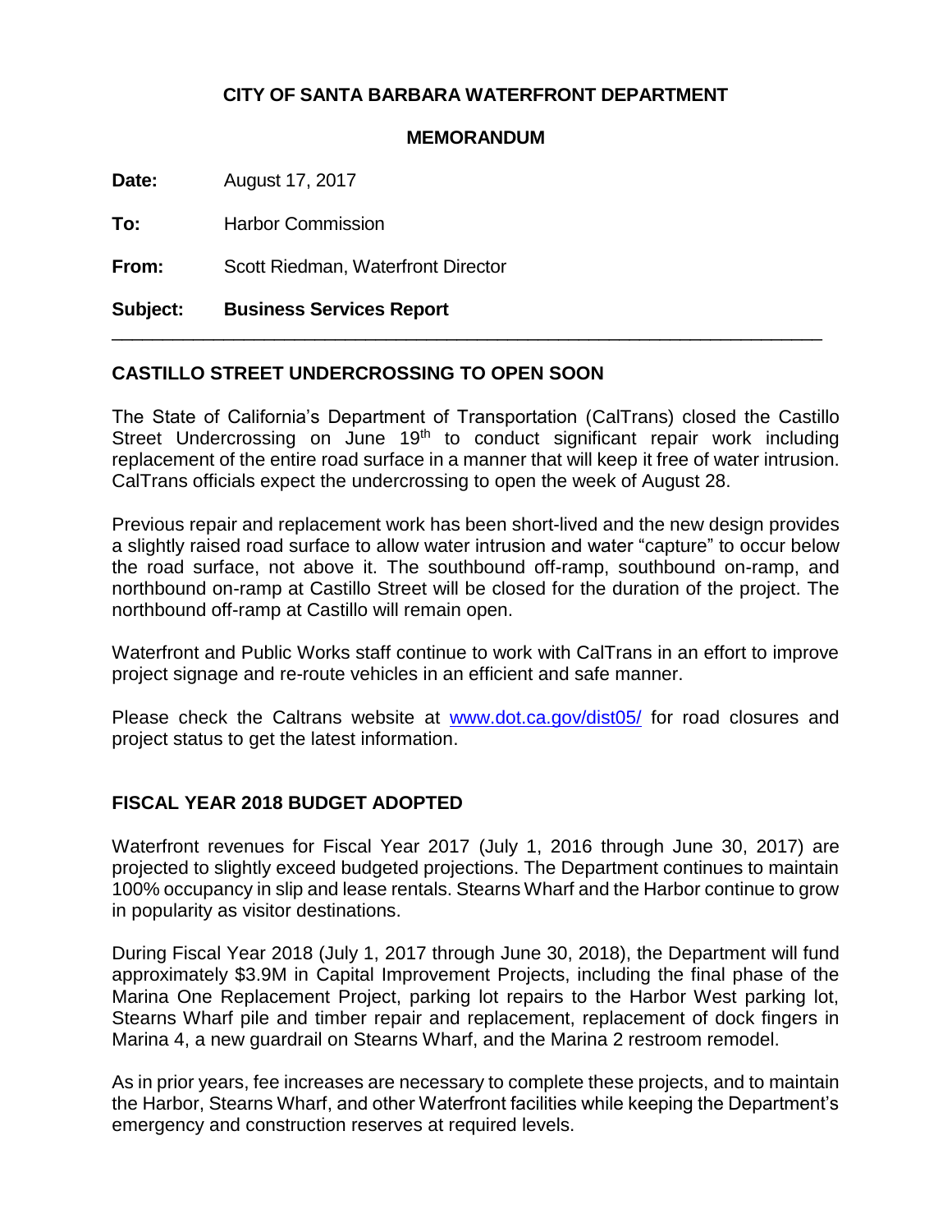**CITY OF SANTA BARBARA WATERFRONT DEPARTMENT**

**MEMORANDUM**

**Date:** August 17, 2017

**To:** Harbor Commission

**From:** Scott Riedman, Waterfront Director

**Subject:** **Business Services Report**

---

## CASTILLO STREET UNDERCROSSING TO OPEN SOON

The State of California's Department of Transportation (CalTrans) closed the Castillo Street Undercrossing on June 19th to conduct significant repair work including replacement of the entire road surface in a manner that will keep it free of water intrusion. CalTrans officials expect the undercrossing to open the week of August 28.

Previous repair and replacement work has been short-lived and the new design provides a slightly raised road surface to allow water intrusion and water "capture" to occur below the road surface, not above it. The southbound off-ramp, southbound on-ramp, and northbound on-ramp at Castillo Street will be closed for the duration of the project. The northbound off-ramp at Castillo will remain open.

Waterfront and Public Works staff continue to work with CalTrans in an effort to improve project signage and re-route vehicles in an efficient and safe manner.

Please check the Caltrans website at [www.dot.ca.gov/dist05/](http://www.dot.ca.gov/dist05/) for road closures and project status to get the latest information.

## FISCAL YEAR 2018 BUDGET ADOPTED

Waterfront revenues for Fiscal Year 2017 (July 1, 2016 through June 30, 2017) are projected to slightly exceed budgeted projections. The Department continues to maintain 100% occupancy in slip and lease rentals. Stearns Wharf and the Harbor continue to grow in popularity as visitor destinations.

During Fiscal Year 2018 (July 1, 2017 through June 30, 2018), the Department will fund approximately $3.9M in Capital Improvement Projects, including the final phase of the Marina One Replacement Project, parking lot repairs to the Harbor West parking lot, Stearns Wharf pile and timber repair and replacement, replacement of dock fingers in Marina 4, a new guardrail on Stearns Wharf, and the Marina 2 restroom remodel.

As in prior years, fee increases are necessary to complete these projects, and to maintain the Harbor, Stearns Wharf, and other Waterfront facilities while keeping the Department's emergency and construction reserves at required levels.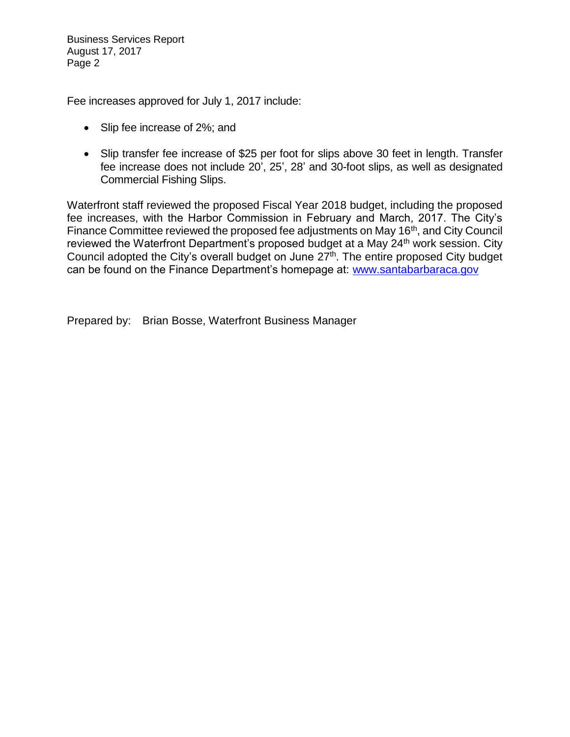Fee increases approved for July 1, 2017 include:

- Slip fee increase of 2%; and
- Slip transfer fee increase of $25 per foot for slips above 30 feet in length. Transfer fee increase does not include 20', 25', 28' and 30-foot slips, as well as designated Commercial Fishing Slips.

Waterfront staff reviewed the proposed Fiscal Year 2018 budget, including the proposed fee increases, with the Harbor Commission in February and March, 2017. The City's Finance Committee reviewed the proposed fee adjustments on May 16th, and City Council reviewed the Waterfront Department's proposed budget at a May 24th work session. City Council adopted the City's overall budget on June 27th. The entire proposed City budget can be found on the Finance Department's homepage at: [www.santabarbaraca.gov](http://www.santabarbaraca.gov)

Prepared by: Brian Bosse, Waterfront Business Manager